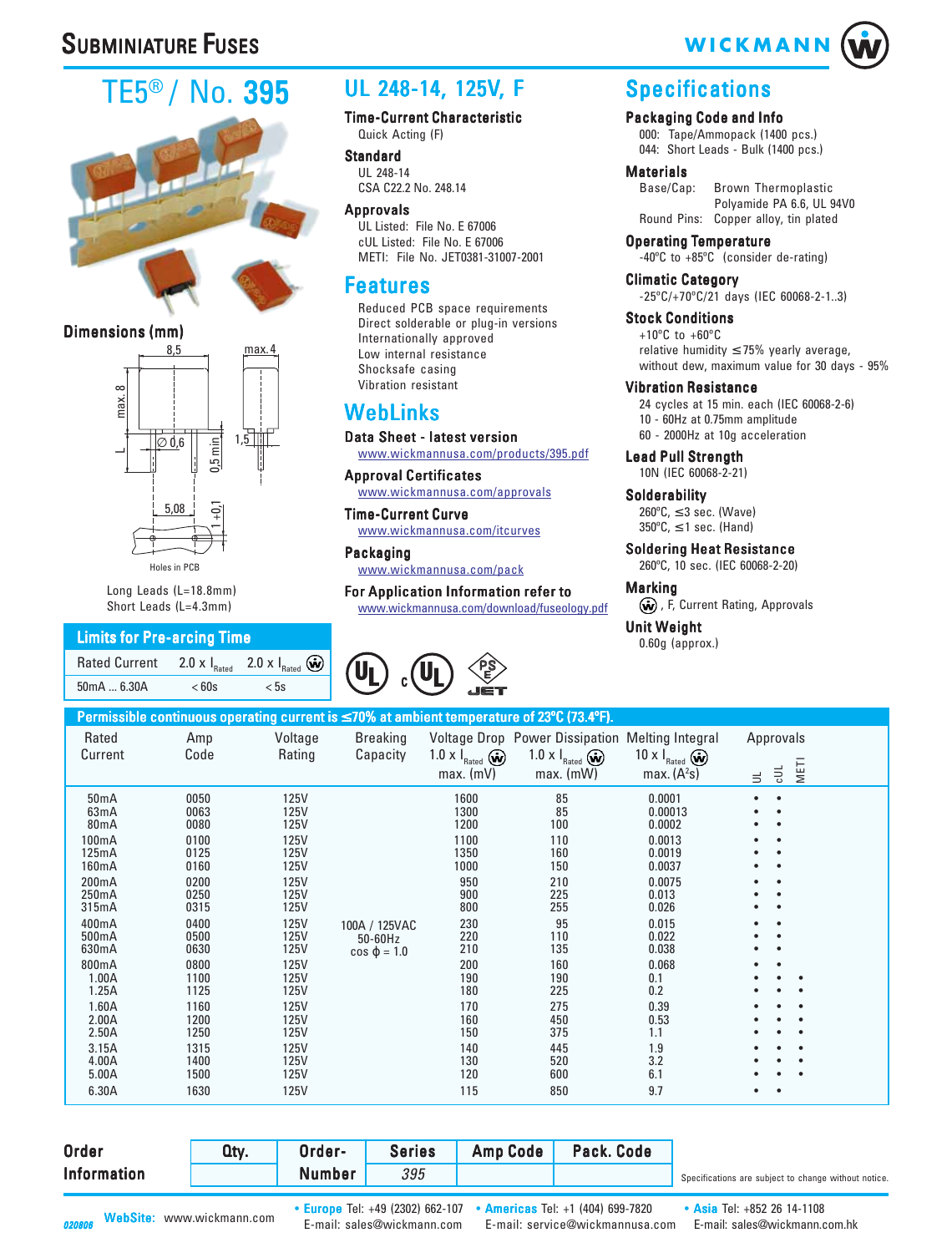# Subminiature Fuses

WICKMANN

## TE5® / No. 395

### Dimensions (mm)

8,5 — max. 4 — max. 8 — ∅ 0,6 — 0,5 min — 1,5 — L — 5,08 — 1 +0,1

Holes in PCB

Long Leads (L=18.8mm)
Short Leads (L=4.3mm)

### Limits for Pre-arcing Time

| Rated Current | 2.0 x $I_{Rated}$ | 2.0 x $I_{Rated}$ Ⓦ |
|---|---|---|
| 50mA ... 6.30A | < 60s | < 5s |

## UL 248-14, 125V, F

**Time-Current Characteristic**
Quick Acting (F)

**Standard**
UL 248-14
CSA C22.2 No. 248.14

**Approvals**
UL Listed: File No. E 67006
cUL Listed: File No. E 67006
METI: File No. JET0381-31007-2001

## Features

Reduced PCB space requirements
Direct solderable or plug-in versions
Internationally approved
Low internal resistance
Shocksafe casing
Vibration resistant

## WebLinks

**Data Sheet - latest version**
www.wickmannusa.com/products/395.pdf

**Approval Certificates**
www.wickmannusa.com/approvals

**Time-Current Curve**
www.wickmannusa.com/itcurves

**Packaging**
www.wickmannusa.com/pack

**For Application Information refer to**
www.wickmannusa.com/download/fuseology.pdf

## Specifications

**Packaging Code and Info**
000: Tape/Ammopack (1400 pcs.)
044: Short Leads - Bulk (1400 pcs.)

**Materials**
Base/Cap: Brown Thermoplastic Polyamide PA 6.6, UL 94V0
Round Pins: Copper alloy, tin plated

**Operating Temperature**
-40°C to +85°C (consider de-rating)

**Climatic Category**
-25°C/+70°C/21 days (IEC 60068-2-1..3)

**Stock Conditions**
+10°C to +60°C
relative humidity ≤75% yearly average, without dew, maximum value for 30 days - 95%

**Vibration Resistance**
24 cycles at 15 min. each (IEC 60068-2-6)
10 - 60Hz at 0.75mm amplitude
60 - 2000Hz at 10g acceleration

**Lead Pull Strength**
10N (IEC 60068-2-21)

**Solderability**
260°C, ≤3 sec. (Wave)
350°C, ≤1 sec. (Hand)

**Soldering Heat Resistance**
260°C, 10 sec. (IEC 60068-2-20)

**Marking**
Ⓦ, F, Current Rating, Approvals

**Unit Weight**
0.60g (approx.)

**Permissible continuous operating current is ≤70% at ambient temperature of 23°C (73.4°F).**

| Rated Current | Amp Code | Voltage Rating | Breaking Capacity | Voltage Drop 1.0 x $I_{Rated}$ Ⓦ max. (mV) | Power Dissipation 1.0 x $I_{Rated}$ Ⓦ max. (mW) | Melting Integral 10 x $I_{Rated}$ Ⓦ max. ($A^2s$) | UL | cUL | METI |
|---|---|---|---|---|---|---|---|---|---|
| 50mA | 0050 | 125V | 100A / 125VAC 50-60Hz cos ϕ = 1.0 | 1600 | 85 | 0.0001 | • | • | |
| 63mA | 0063 | 125V | | 1300 | 85 | 0.00013 | • | • | |
| 80mA | 0080 | 125V | | 1200 | 100 | 0.0002 | • | • | |
| 100mA | 0100 | 125V | | 1100 | 110 | 0.0013 | • | • | |
| 125mA | 0125 | 125V | | 1350 | 160 | 0.0019 | • | • | |
| 160mA | 0160 | 125V | | 1000 | 150 | 0.0037 | • | • | |
| 200mA | 0200 | 125V | | 950 | 210 | 0.0075 | • | • | |
| 250mA | 0250 | 125V | | 900 | 225 | 0.013 | • | • | |
| 315mA | 0315 | 125V | | 800 | 255 | 0.026 | • | • | |
| 400mA | 0400 | 125V | | 230 | 95 | 0.015 | • | • | |
| 500mA | 0500 | 125V | | 220 | 110 | 0.022 | • | • | |
| 630mA | 0630 | 125V | | 210 | 135 | 0.038 | • | • | |
| 800mA | 0800 | 125V | | 200 | 160 | 0.068 | • | • | |
| 1.00A | 1100 | 125V | | 190 | 190 | 0.1 | • | • | • |
| 1.25A | 1125 | 125V | | 180 | 225 | 0.2 | • | • | • |
| 1.60A | 1160 | 125V | | 170 | 275 | 0.39 | • | • | • |
| 2.00A | 1200 | 125V | | 160 | 450 | 0.53 | • | • | • |
| 2.50A | 1250 | 125V | | 150 | 375 | 1.1 | • | • | • |
| 3.15A | 1315 | 125V | | 140 | 445 | 1.9 | • | • | • |
| 4.00A | 1400 | 125V | | 130 | 520 | 3.2 | • | • | • |
| 5.00A | 1500 | 125V | | 120 | 600 | 6.1 | • | • | • |
| 6.30A | 1630 | 125V | | 115 | 850 | 9.7 | • | • | |

**Order Information**

| Qty. | Order-Number | Series | Amp Code | Pack. Code |
|---|---|---|---|---|
| | | 395 | | |

Specifications are subject to change without notice.

020808 WebSite: www.wickmann.com
• Europe Tel: +49 (2302) 662-107 E-mail: sales@wickmann.com
• Americas Tel: +1 (404) 699-7820 E-mail: service@wickmannusa.com
• Asia Tel: +852 26 14-1108 E-mail: sales@wickmann.com.hk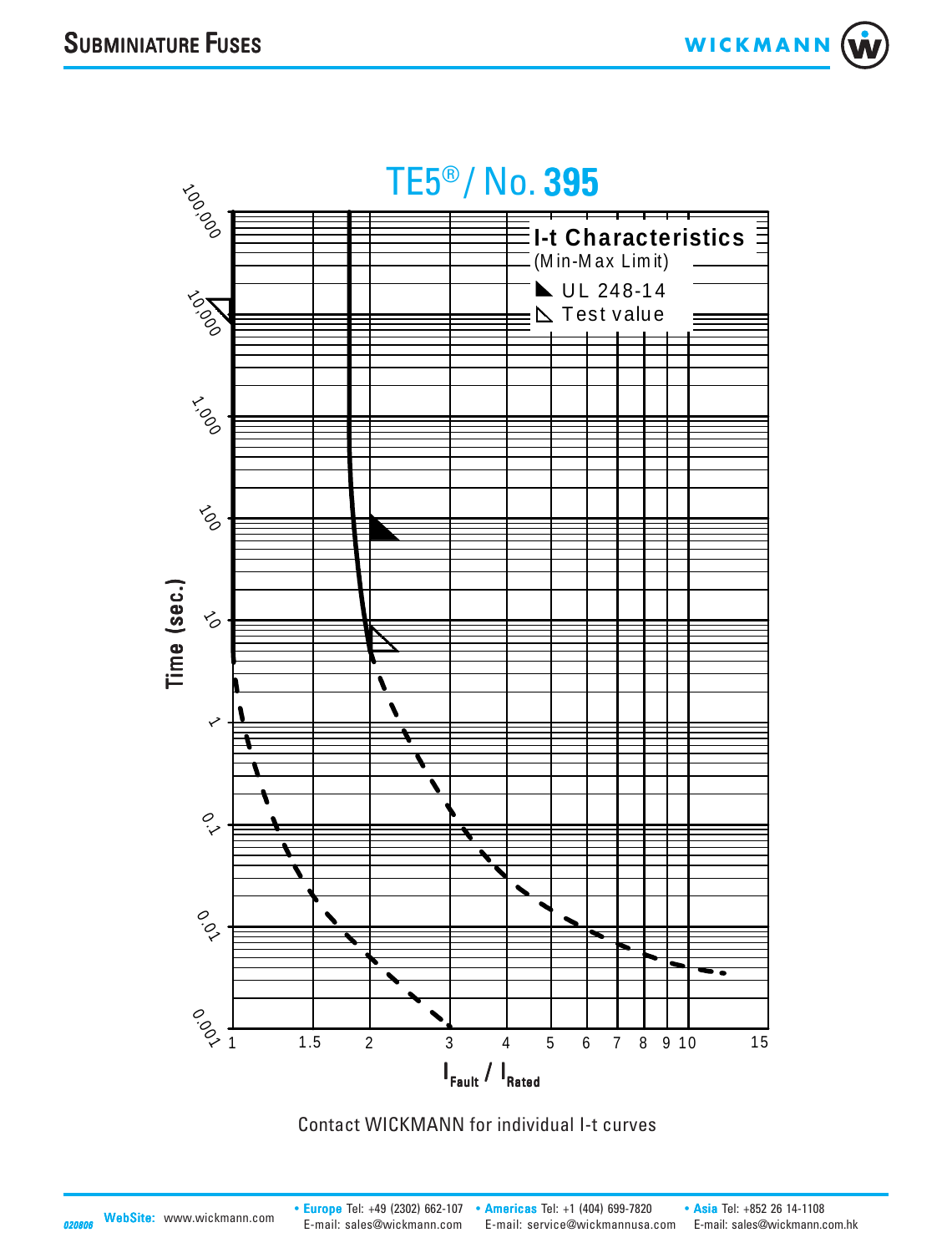# TE5® / No. 395

I-t Characteristics
(Min-Max Limit)
UL 248-14
Test value

Time (sec.)

100,000
10,000
1,000
100
10
1
0.1
0.01
0.001

1 1.5 2 3 4 5 6 7 8 9 10 15

$I_{Fault} / I_{Rated}$

Contact WICKMANN for individual I-t curves